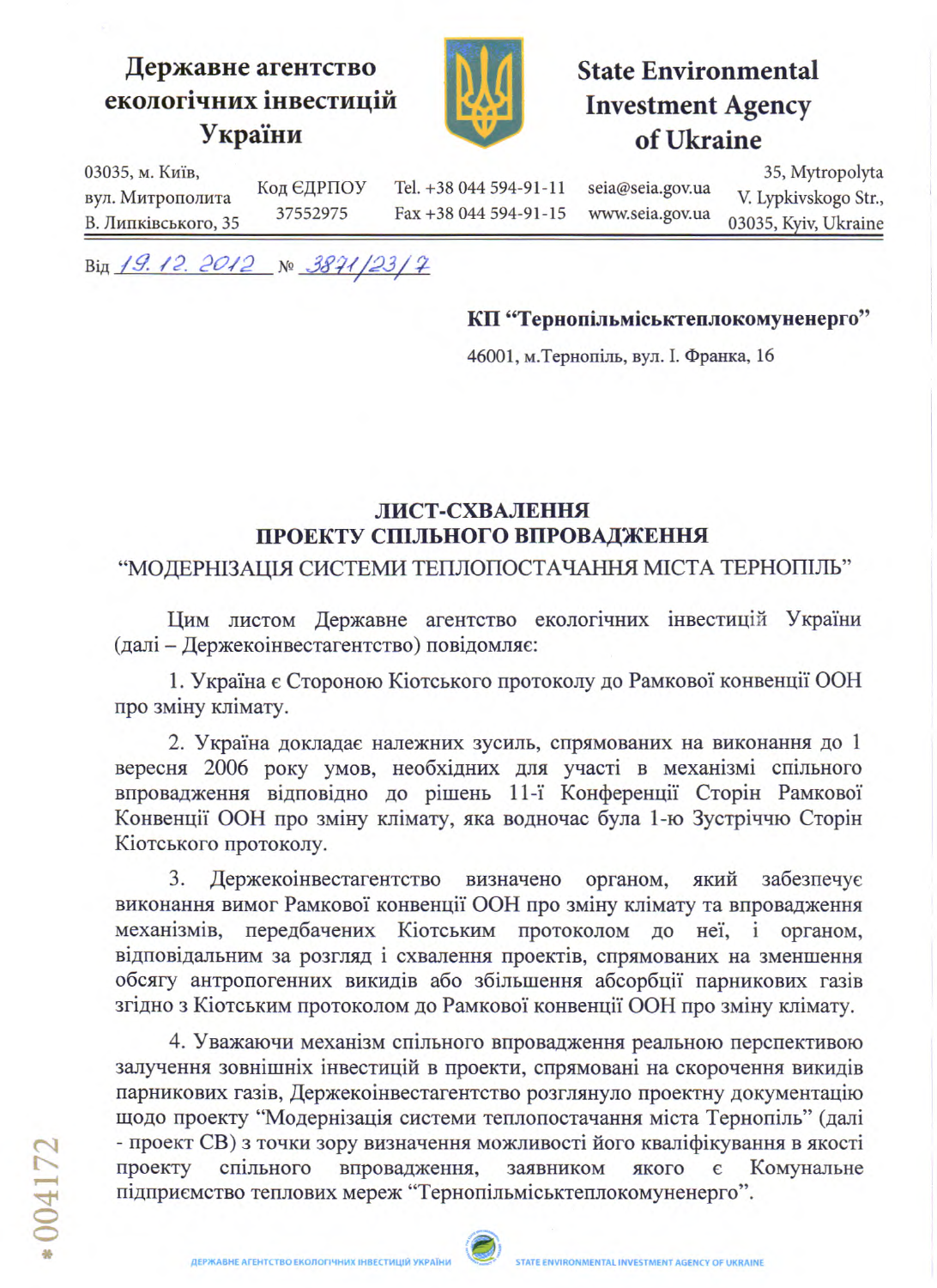**Державне агентство екологічних інвестицій України**

**State Environmental Investment Agency of Ukraine**

03035, м. Київ, вул. Митрополита В. Липківського, 35 | Код ЄДРПОУ 37552975 | Tel. +38 044 594-91-11 Fax +38 044 594-91-15 | seia@seia.gov.ua www.seia.gov.ua | 35, Mytropolyta V. Lypkivskogo Str., 03035, Kyiv, Ukraine

Від *19. 12. 2012* № *3871/23/7*

**КП "Тернопільміськтеплокомуненерго"**

46001, м.Тернопіль, вул. І. Франка, 16

## ЛИСТ-СХВАЛЕННЯ ПРОЕКТУ СПІЛЬНОГО ВПРОВАДЖЕННЯ

### "МОДЕРНІЗАЦІЯ СИСТЕМИ ТЕПЛОПОСТАЧАННЯ МІСТА ТЕРНОПІЛЬ"

Цим листом Державне агентство екологічних інвестицій України (далі – Держекоінвестагентство) повідомляє:

1. Україна є Стороною Кіотського протоколу до Рамкової конвенції ООН про зміну клімату.

2. Україна докладає належних зусиль, спрямованих на виконання до 1 вересня 2006 року умов, необхідних для участі в механізмі спільного впровадження відповідно до рішень 11-ї Конференції Сторін Рамкової Конвенції ООН про зміну клімату, яка водночас була 1-ю Зустріччю Сторін Кіотського протоколу.

3. Держекоінвестагентство визначено органом, який забезпечує виконання вимог Рамкової конвенції ООН про зміну клімату та впровадження механізмів, передбачених Кіотським протоколом до неї, і органом, відповідальним за розгляд і схвалення проектів, спрямованих на зменшення обсягу антропогенних викидів або збільшення абсорбції парникових газів згідно з Кіотським протоколом до Рамкової конвенції ООН про зміну клімату.

4. Уважаючи механізм спільного впровадження реальною перспективою залучення зовнішніх інвестицій в проекти, спрямовані на скорочення викидів парникових газів, Держекоінвестагентство розглянуло проектну документацію щодо проекту "Модернізація системи теплопостачання міста Тернопіль" (далі - проект СВ) з точки зору визначення можливості його кваліфікування в якості проекту спільного впровадження, заявником якого є Комунальне підприємство теплових мереж "Тернопільміськтеплокомуненерго".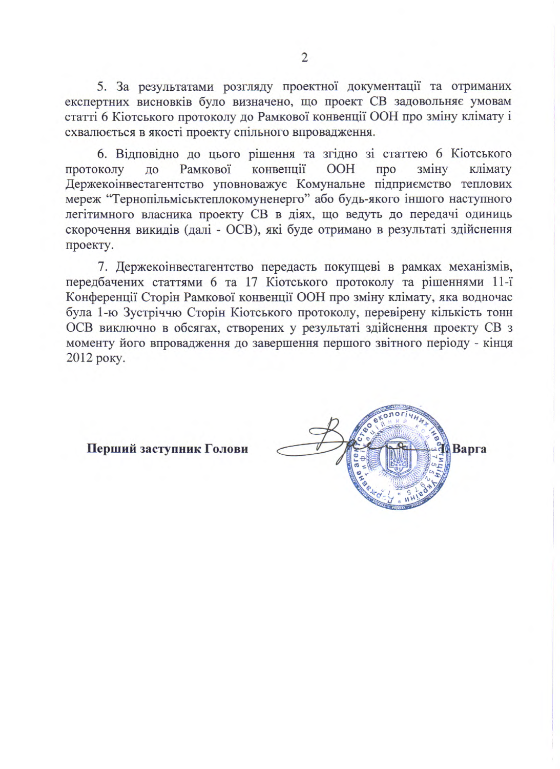5. За результатами розгляду проектної документації та отриманих експертних висновків було визначено, що проект СВ задовольняє умовам статті 6 Кіотського протоколу до Рамкової конвенції ООН про зміну клімату і схвалюється в якості проекту спільного впровадження.

6. Відповідно до цього рішення та згідно зі статтею 6 Кіотського протоколу до Рамкової конвенції ООН про зміну клімату Держекоінвестагентство уповноважує Комунальне підприємство теплових мереж "Тернопільміськтеплокомуненерго" або будь-якого іншого наступного легітимного власника проекту СВ в діях, що ведуть до передачі одиниць скорочення викидів (далі - ОСВ), які буде отримано в результаті здійснення проекту.

7. Держекоінвестагентство передасть покупцеві в рамках механізмів, передбачених статтями 6 та 17 Кіотського протоколу та рішеннями 11-ї Конференції Сторін Рамкової конвенції ООН про зміну клімату, яка водночас була 1-ю Зустріччю Сторін Кіотського протоколу, перевірену кількість тонн ОСВ виключно в обсягах, створених у результаті здійснення проекту СВ з моменту його впровадження до завершення першого звітного періоду - кінця 2012 року.

**Перший заступник Голови** І. Варга